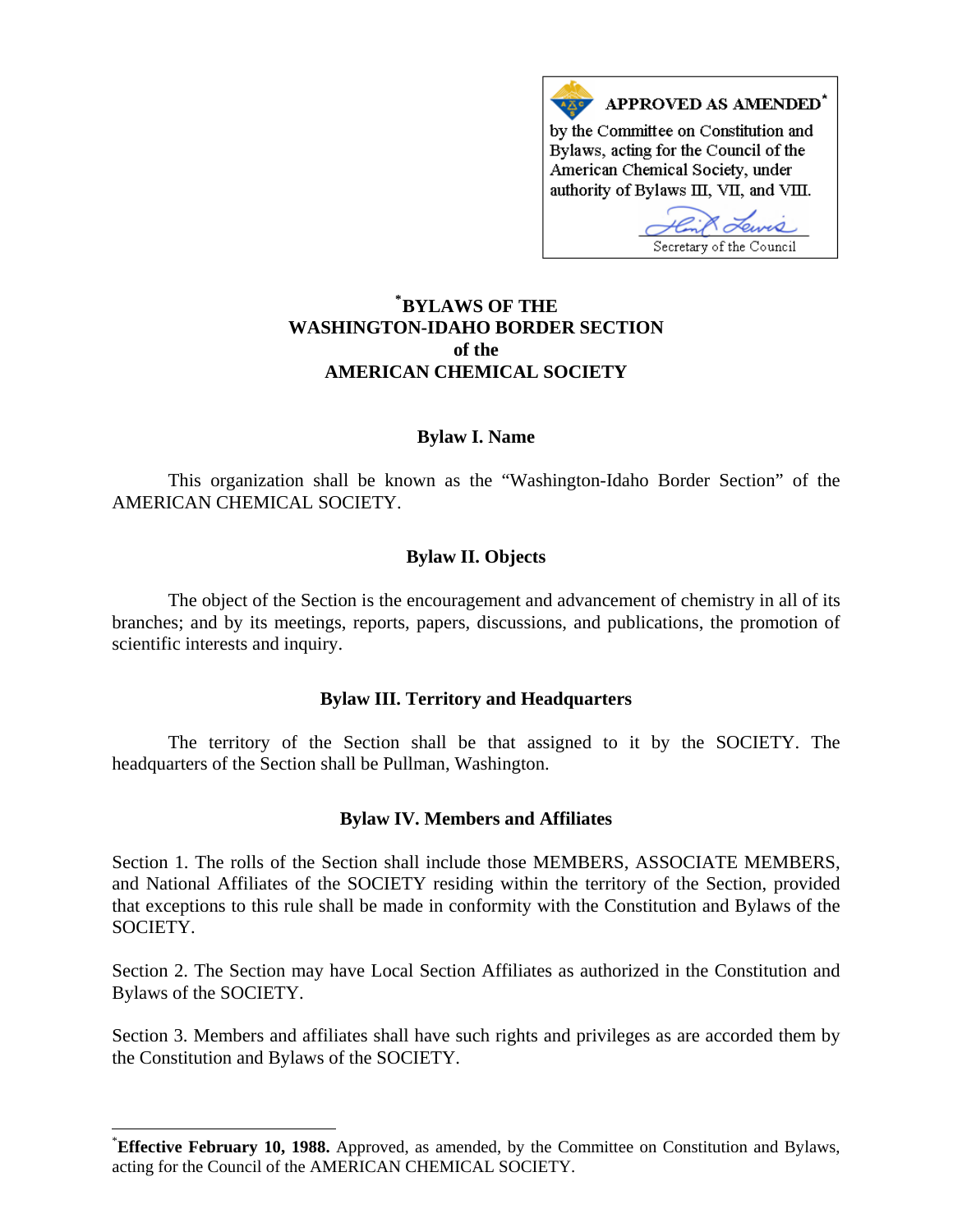**APPROVED AS AMENDED*** by the Committee on Constitution and Bylaws, acting for the Council of the American Chemical Society, under authority of Bylaws III, VII, and VIII.

Secretary of the Council

# *BYLAWS OF THE WASHINGTON-IDAHO BORDER SECTION of the AMERICAN CHEMICAL SOCIETY

## Bylaw I. Name

This organization shall be known as the "Washington-Idaho Border Section" of the AMERICAN CHEMICAL SOCIETY.

## Bylaw II. Objects

The object of the Section is the encouragement and advancement of chemistry in all of its branches; and by its meetings, reports, papers, discussions, and publications, the promotion of scientific interests and inquiry.

## Bylaw III. Territory and Headquarters

The territory of the Section shall be that assigned to it by the SOCIETY. The headquarters of the Section shall be Pullman, Washington.

## Bylaw IV. Members and Affiliates

Section 1. The rolls of the Section shall include those MEMBERS, ASSOCIATE MEMBERS, and National Affiliates of the SOCIETY residing within the territory of the Section, provided that exceptions to this rule shall be made in conformity with the Constitution and Bylaws of the SOCIETY.

Section 2. The Section may have Local Section Affiliates as authorized in the Constitution and Bylaws of the SOCIETY.

Section 3. Members and affiliates shall have such rights and privileges as are accorded them by the Constitution and Bylaws of the SOCIETY.

---

*__Effective February 10, 1988.__ Approved, as amended, by the Committee on Constitution and Bylaws, acting for the Council of the AMERICAN CHEMICAL SOCIETY.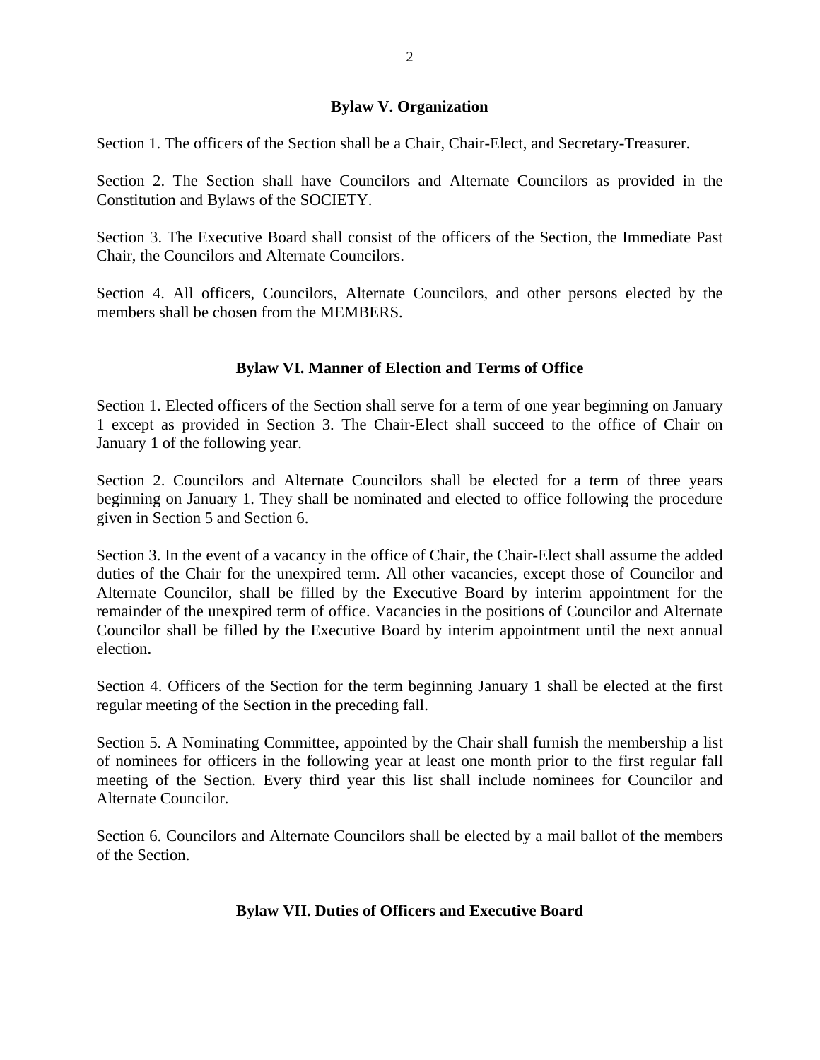## Bylaw V. Organization

Section 1. The officers of the Section shall be a Chair, Chair-Elect, and Secretary-Treasurer.

Section 2. The Section shall have Councilors and Alternate Councilors as provided in the Constitution and Bylaws of the SOCIETY.

Section 3. The Executive Board shall consist of the officers of the Section, the Immediate Past Chair, the Councilors and Alternate Councilors.

Section 4. All officers, Councilors, Alternate Councilors, and other persons elected by the members shall be chosen from the MEMBERS.

## Bylaw VI. Manner of Election and Terms of Office

Section 1. Elected officers of the Section shall serve for a term of one year beginning on January 1 except as provided in Section 3. The Chair-Elect shall succeed to the office of Chair on January 1 of the following year.

Section 2. Councilors and Alternate Councilors shall be elected for a term of three years beginning on January 1. They shall be nominated and elected to office following the procedure given in Section 5 and Section 6.

Section 3. In the event of a vacancy in the office of Chair, the Chair-Elect shall assume the added duties of the Chair for the unexpired term. All other vacancies, except those of Councilor and Alternate Councilor, shall be filled by the Executive Board by interim appointment for the remainder of the unexpired term of office. Vacancies in the positions of Councilor and Alternate Councilor shall be filled by the Executive Board by interim appointment until the next annual election.

Section 4. Officers of the Section for the term beginning January 1 shall be elected at the first regular meeting of the Section in the preceding fall.

Section 5. A Nominating Committee, appointed by the Chair shall furnish the membership a list of nominees for officers in the following year at least one month prior to the first regular fall meeting of the Section. Every third year this list shall include nominees for Councilor and Alternate Councilor.

Section 6. Councilors and Alternate Councilors shall be elected by a mail ballot of the members of the Section.

## Bylaw VII. Duties of Officers and Executive Board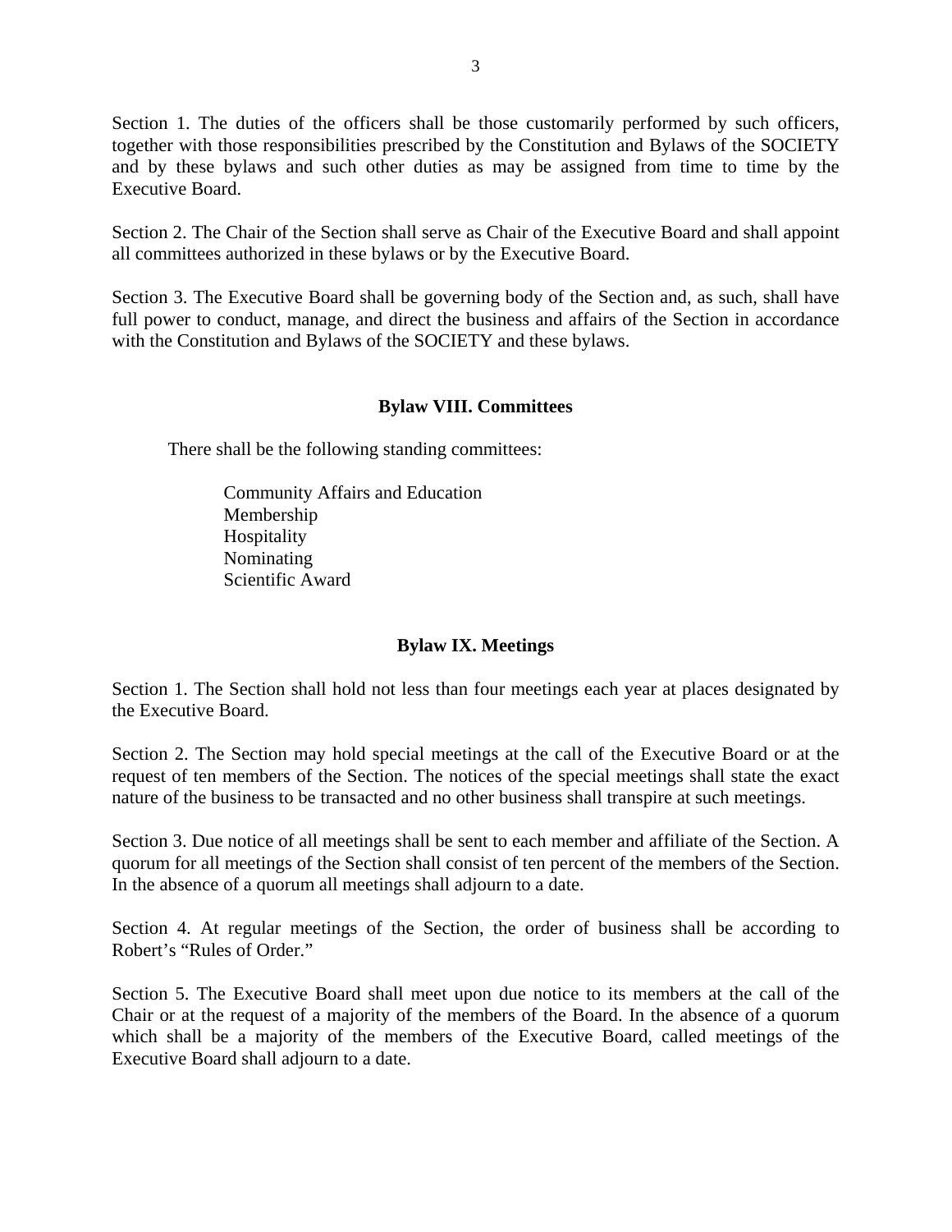Section 1. The duties of the officers shall be those customarily performed by such officers, together with those responsibilities prescribed by the Constitution and Bylaws of the SOCIETY and by these bylaws and such other duties as may be assigned from time to time by the Executive Board.

Section 2. The Chair of the Section shall serve as Chair of the Executive Board and shall appoint all committees authorized in these bylaws or by the Executive Board.

Section 3. The Executive Board shall be governing body of the Section and, as such, shall have full power to conduct, manage, and direct the business and affairs of the Section in accordance with the Constitution and Bylaws of the SOCIETY and these bylaws.

## Bylaw VIII. Committees

There shall be the following standing committees:

- Community Affairs and Education
- Membership
- Hospitality
- Nominating
- Scientific Award

## Bylaw IX. Meetings

Section 1. The Section shall hold not less than four meetings each year at places designated by the Executive Board.

Section 2. The Section may hold special meetings at the call of the Executive Board or at the request of ten members of the Section. The notices of the special meetings shall state the exact nature of the business to be transacted and no other business shall transpire at such meetings.

Section 3. Due notice of all meetings shall be sent to each member and affiliate of the Section. A quorum for all meetings of the Section shall consist of ten percent of the members of the Section. In the absence of a quorum all meetings shall adjourn to a date.

Section 4. At regular meetings of the Section, the order of business shall be according to Robert's "Rules of Order."

Section 5. The Executive Board shall meet upon due notice to its members at the call of the Chair or at the request of a majority of the members of the Board. In the absence of a quorum which shall be a majority of the members of the Executive Board, called meetings of the Executive Board shall adjourn to a date.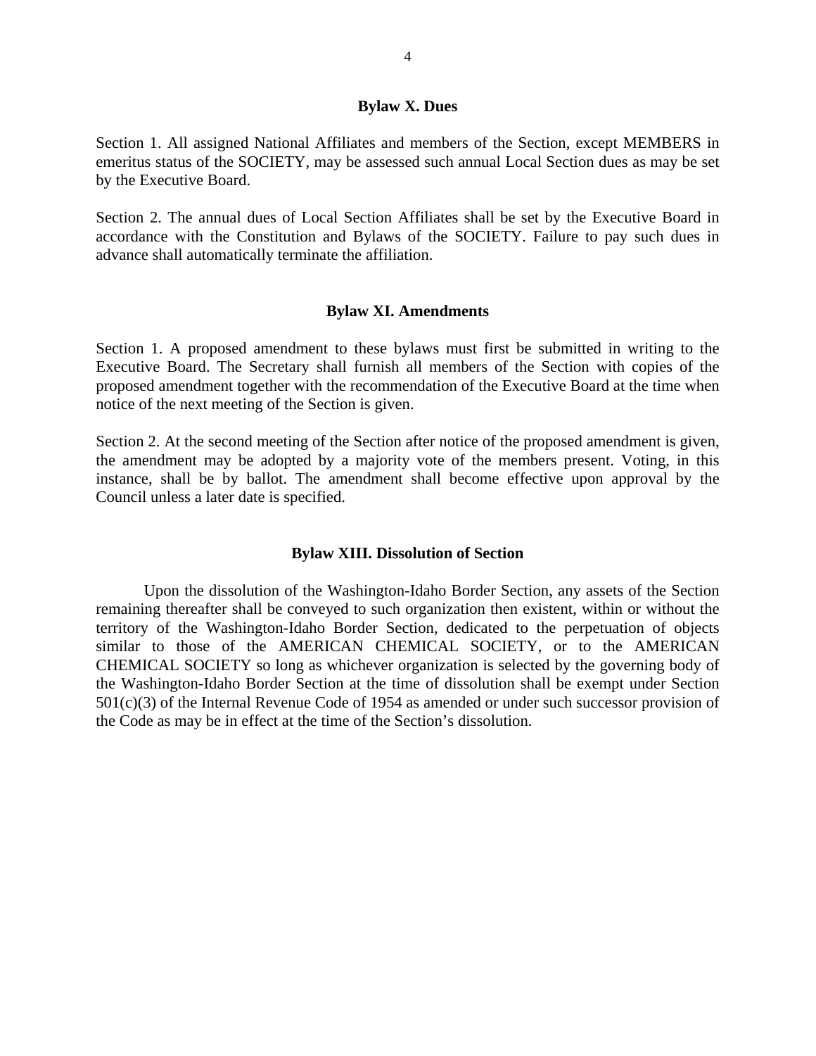### Bylaw X. Dues

Section 1. All assigned National Affiliates and members of the Section, except MEMBERS in emeritus status of the SOCIETY, may be assessed such annual Local Section dues as may be set by the Executive Board.

Section 2. The annual dues of Local Section Affiliates shall be set by the Executive Board in accordance with the Constitution and Bylaws of the SOCIETY. Failure to pay such dues in advance shall automatically terminate the affiliation.

### Bylaw XI. Amendments

Section 1. A proposed amendment to these bylaws must first be submitted in writing to the Executive Board. The Secretary shall furnish all members of the Section with copies of the proposed amendment together with the recommendation of the Executive Board at the time when notice of the next meeting of the Section is given.

Section 2. At the second meeting of the Section after notice of the proposed amendment is given, the amendment may be adopted by a majority vote of the members present. Voting, in this instance, shall be by ballot. The amendment shall become effective upon approval by the Council unless a later date is specified.

### Bylaw XIII. Dissolution of Section

Upon the dissolution of the Washington-Idaho Border Section, any assets of the Section remaining thereafter shall be conveyed to such organization then existent, within or without the territory of the Washington-Idaho Border Section, dedicated to the perpetuation of objects similar to those of the AMERICAN CHEMICAL SOCIETY, or to the AMERICAN CHEMICAL SOCIETY so long as whichever organization is selected by the governing body of the Washington-Idaho Border Section at the time of dissolution shall be exempt under Section 501(c)(3) of the Internal Revenue Code of 1954 as amended or under such successor provision of the Code as may be in effect at the time of the Section's dissolution.